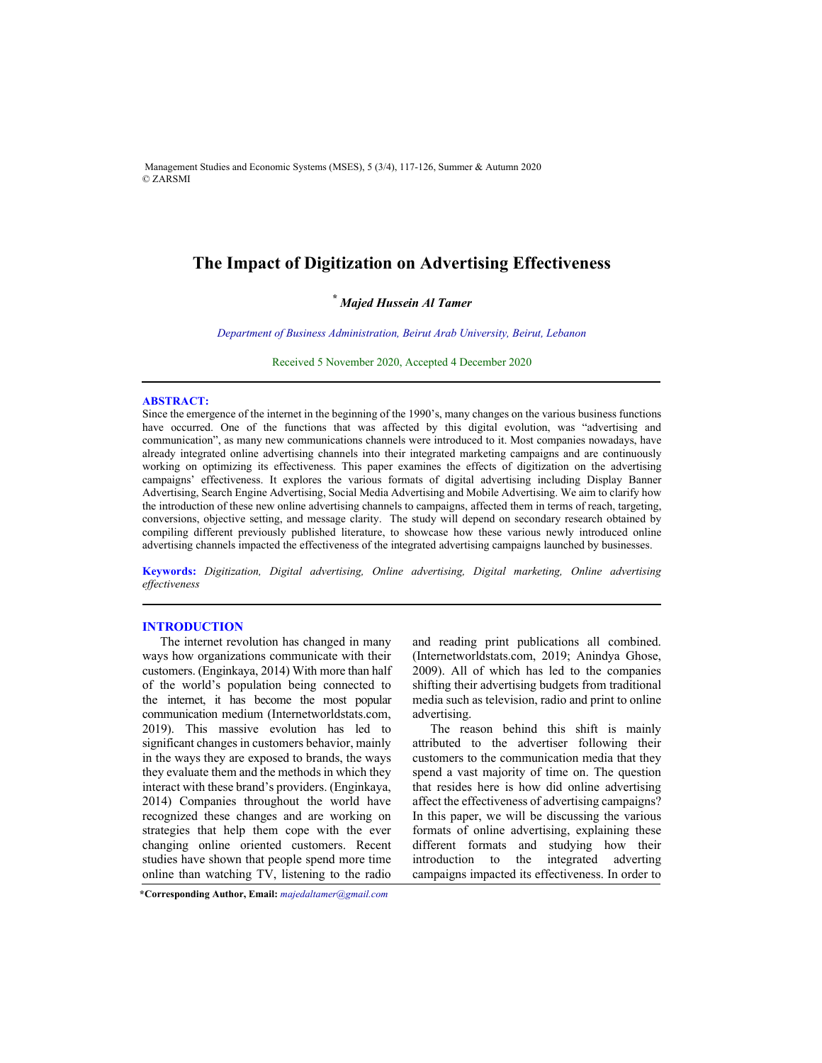# The Impact of Digitization on Advertising Effectiveness

**\* *Majed Hussein Al Tamer***

*Department of Business Administration, Beirut Arab University, Beirut, Lebanon*

Received 5 November 2020, Accepted 4 December 2020

## ABSTRACT:

Since the emergence of the internet in the beginning of the 1990's, many changes on the various business functions have occurred. One of the functions that was affected by this digital evolution, was "advertising and communication", as many new communications channels were introduced to it. Most companies nowadays, have already integrated online advertising channels into their integrated marketing campaigns and are continuously working on optimizing its effectiveness. This paper examines the effects of digitization on the advertising campaigns' effectiveness. It explores the various formats of digital advertising including Display Banner Advertising, Search Engine Advertising, Social Media Advertising and Mobile Advertising. We aim to clarify how the introduction of these new online advertising channels to campaigns, affected them in terms of reach, targeting, conversions, objective setting, and message clarity. The study will depend on secondary research obtained by compiling different previously published literature, to showcase how these various newly introduced online advertising channels impacted the effectiveness of the integrated advertising campaigns launched by businesses.

**Keywords:** *Digitization, Digital advertising, Online advertising, Digital marketing, Online advertising effectiveness*

## INTRODUCTION

The internet revolution has changed in many ways how organizations communicate with their customers. (Enginkaya, 2014) With more than half of the world's population being connected to the internet, it has become the most popular communication medium (Internetworldstats.com, 2019). This massive evolution has led to significant changes in customers behavior, mainly in the ways they are exposed to brands, the ways they evaluate them and the methods in which they interact with these brand's providers. (Enginkaya, 2014) Companies throughout the world have recognized these changes and are working on strategies that help them cope with the ever changing online oriented customers. Recent studies have shown that people spend more time online than watching TV, listening to the radio and reading print publications all combined. (Internetworldstats.com, 2019; Anindya Ghose, 2009). All of which has led to the companies shifting their advertising budgets from traditional media such as television, radio and print to online advertising.

The reason behind this shift is mainly attributed to the advertiser following their customers to the communication media that they spend a vast majority of time on. The question that resides here is how did online advertising affect the effectiveness of advertising campaigns? In this paper, we will be discussing the various formats of online advertising, explaining these different formats and studying how their introduction to the integrated adverting campaigns impacted its effectiveness. In order to

**\*Corresponding Author, Email:** *majedaltamer@gmail.com*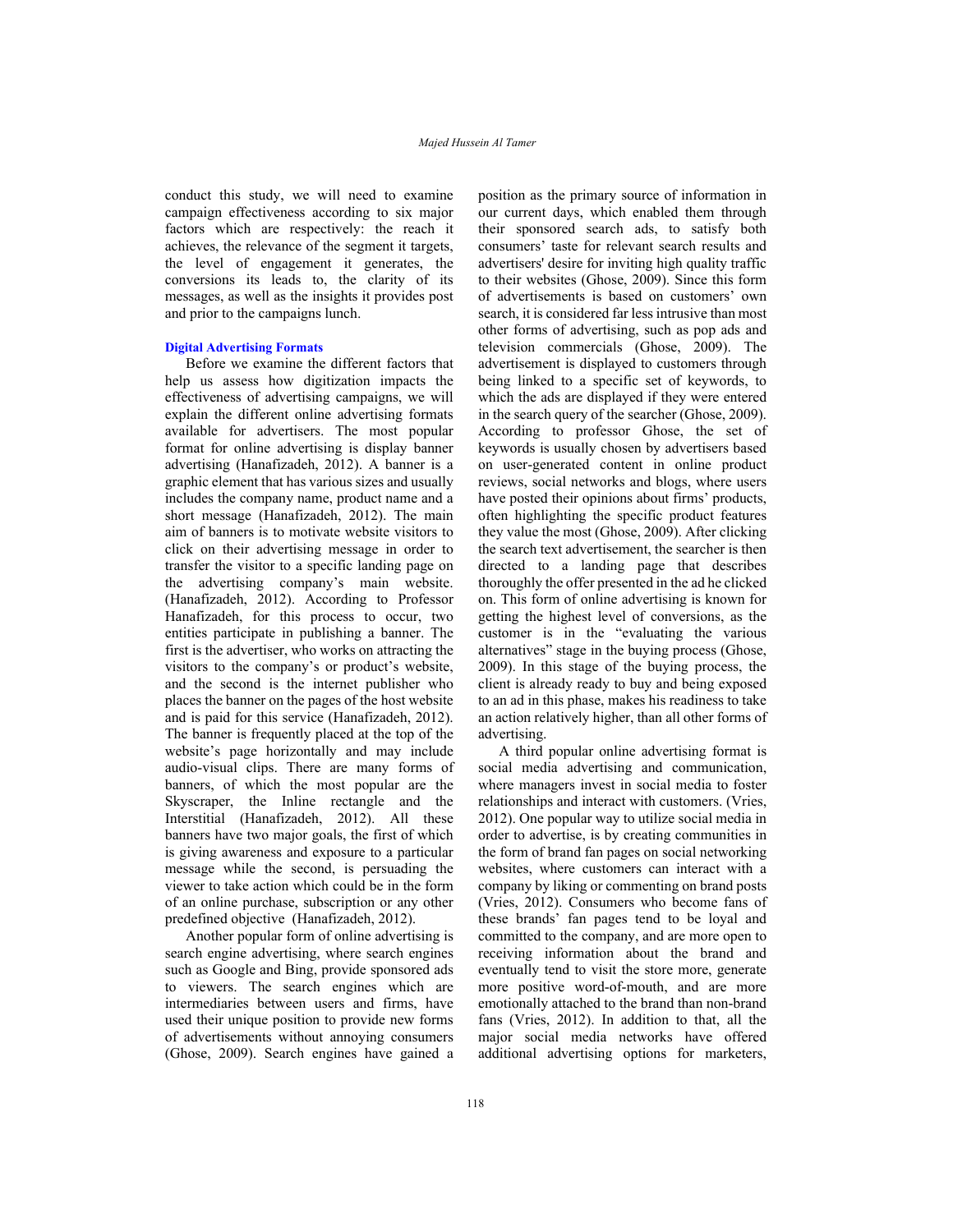conduct this study, we will need to examine campaign effectiveness according to six major factors which are respectively: the reach it achieves, the relevance of the segment it targets, the level of engagement it generates, the conversions its leads to, the clarity of its messages, as well as the insights it provides post and prior to the campaigns lunch.

### Digital Advertising Formats

Before we examine the different factors that help us assess how digitization impacts the effectiveness of advertising campaigns, we will explain the different online advertising formats available for advertisers. The most popular format for online advertising is display banner advertising (Hanafizadeh, 2012). A banner is a graphic element that has various sizes and usually includes the company name, product name and a short message (Hanafizadeh, 2012). The main aim of banners is to motivate website visitors to click on their advertising message in order to transfer the visitor to a specific landing page on the advertising company's main website. (Hanafizadeh, 2012). According to Professor Hanafizadeh, for this process to occur, two entities participate in publishing a banner. The first is the advertiser, who works on attracting the visitors to the company's or product's website, and the second is the internet publisher who places the banner on the pages of the host website and is paid for this service (Hanafizadeh, 2012). The banner is frequently placed at the top of the website's page horizontally and may include audio-visual clips. There are many forms of banners, of which the most popular are the Skyscraper, the Inline rectangle and the Interstitial (Hanafizadeh, 2012). All these banners have two major goals, the first of which is giving awareness and exposure to a particular message while the second, is persuading the viewer to take action which could be in the form of an online purchase, subscription or any other predefined objective (Hanafizadeh, 2012).

Another popular form of online advertising is search engine advertising, where search engines such as Google and Bing, provide sponsored ads to viewers. The search engines which are intermediaries between users and firms, have used their unique position to provide new forms of advertisements without annoying consumers (Ghose, 2009). Search engines have gained a position as the primary source of information in our current days, which enabled them through their sponsored search ads, to satisfy both consumers' taste for relevant search results and advertisers' desire for inviting high quality traffic to their websites (Ghose, 2009). Since this form of advertisements is based on customers' own search, it is considered far less intrusive than most other forms of advertising, such as pop ads and television commercials (Ghose, 2009). The advertisement is displayed to customers through being linked to a specific set of keywords, to which the ads are displayed if they were entered in the search query of the searcher (Ghose, 2009). According to professor Ghose, the set of keywords is usually chosen by advertisers based on user-generated content in online product reviews, social networks and blogs, where users have posted their opinions about firms' products, often highlighting the specific product features they value the most (Ghose, 2009). After clicking the search text advertisement, the searcher is then directed to a landing page that describes thoroughly the offer presented in the ad he clicked on. This form of online advertising is known for getting the highest level of conversions, as the customer is in the "evaluating the various alternatives" stage in the buying process (Ghose, 2009). In this stage of the buying process, the client is already ready to buy and being exposed to an ad in this phase, makes his readiness to take an action relatively higher, than all other forms of advertising.

A third popular online advertising format is social media advertising and communication, where managers invest in social media to foster relationships and interact with customers. (Vries, 2012). One popular way to utilize social media in order to advertise, is by creating communities in the form of brand fan pages on social networking websites, where customers can interact with a company by liking or commenting on brand posts (Vries, 2012). Consumers who become fans of these brands' fan pages tend to be loyal and committed to the company, and are more open to receiving information about the brand and eventually tend to visit the store more, generate more positive word-of-mouth, and are more emotionally attached to the brand than non-brand fans (Vries, 2012). In addition to that, all the major social media networks have offered additional advertising options for marketers,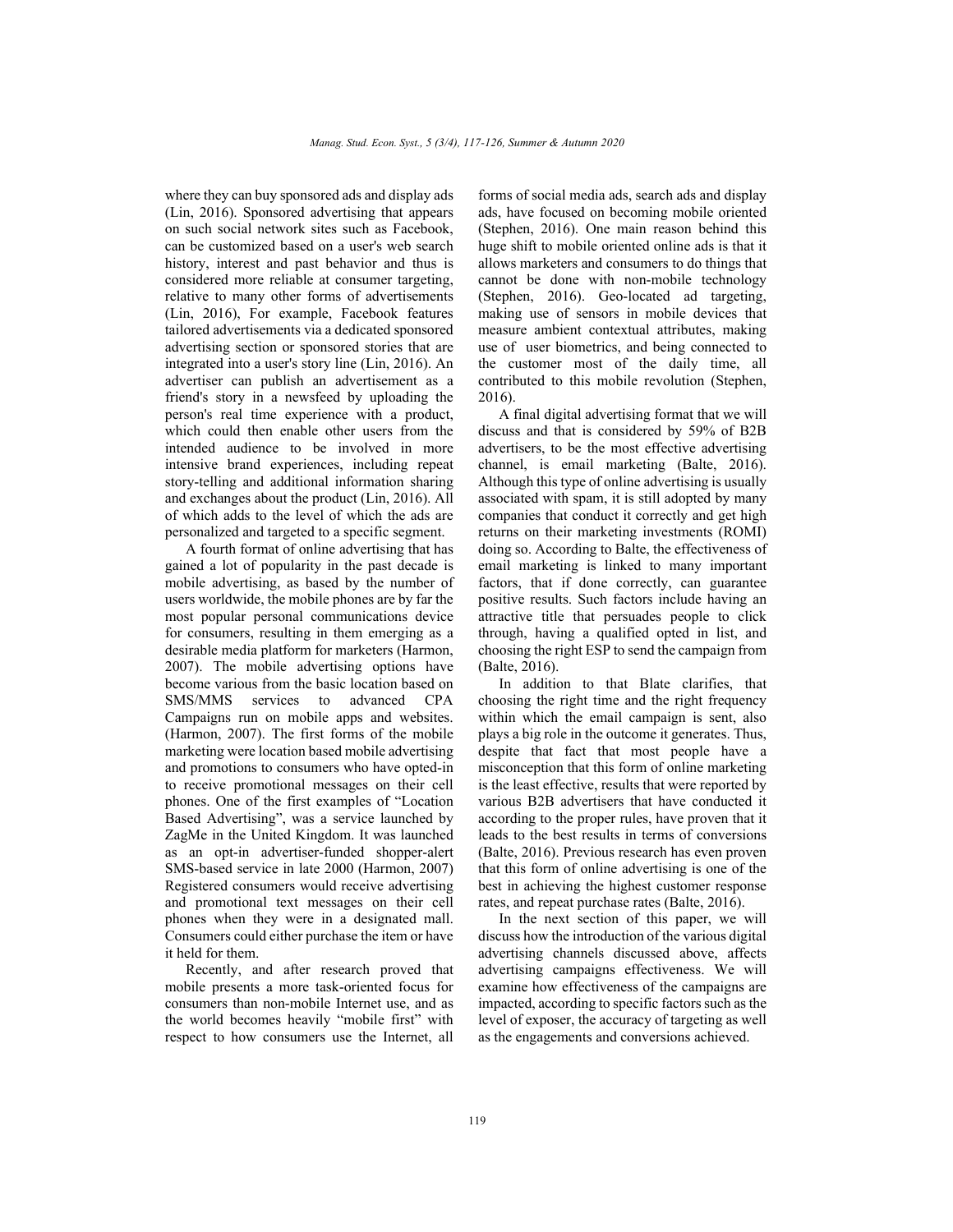where they can buy sponsored ads and display ads (Lin, 2016). Sponsored advertising that appears on such social network sites such as Facebook, can be customized based on a user's web search history, interest and past behavior and thus is considered more reliable at consumer targeting, relative to many other forms of advertisements (Lin, 2016), For example, Facebook features tailored advertisements via a dedicated sponsored advertising section or sponsored stories that are integrated into a user's story line (Lin, 2016). An advertiser can publish an advertisement as a friend's story in a newsfeed by uploading the person's real time experience with a product, which could then enable other users from the intended audience to be involved in more intensive brand experiences, including repeat story-telling and additional information sharing and exchanges about the product (Lin, 2016). All of which adds to the level of which the ads are personalized and targeted to a specific segment.

A fourth format of online advertising that has gained a lot of popularity in the past decade is mobile advertising, as based by the number of users worldwide, the mobile phones are by far the most popular personal communications device for consumers, resulting in them emerging as a desirable media platform for marketers (Harmon, 2007). The mobile advertising options have become various from the basic location based on SMS/MMS services to advanced CPA Campaigns run on mobile apps and websites. (Harmon, 2007). The first forms of the mobile marketing were location based mobile advertising and promotions to consumers who have opted-in to receive promotional messages on their cell phones. One of the first examples of "Location Based Advertising", was a service launched by ZagMe in the United Kingdom. It was launched as an opt-in advertiser-funded shopper-alert SMS-based service in late 2000 (Harmon, 2007) Registered consumers would receive advertising and promotional text messages on their cell phones when they were in a designated mall. Consumers could either purchase the item or have it held for them.

Recently, and after research proved that mobile presents a more task-oriented focus for consumers than non-mobile Internet use, and as the world becomes heavily "mobile first" with respect to how consumers use the Internet, all forms of social media ads, search ads and display ads, have focused on becoming mobile oriented (Stephen, 2016). One main reason behind this huge shift to mobile oriented online ads is that it allows marketers and consumers to do things that cannot be done with non-mobile technology (Stephen, 2016). Geo-located ad targeting, making use of sensors in mobile devices that measure ambient contextual attributes, making use of user biometrics, and being connected to the customer most of the daily time, all contributed to this mobile revolution (Stephen, 2016).

A final digital advertising format that we will discuss and that is considered by 59% of B2B advertisers, to be the most effective advertising channel, is email marketing (Balte, 2016). Although this type of online advertising is usually associated with spam, it is still adopted by many companies that conduct it correctly and get high returns on their marketing investments (ROMI) doing so. According to Balte, the effectiveness of email marketing is linked to many important factors, that if done correctly, can guarantee positive results. Such factors include having an attractive title that persuades people to click through, having a qualified opted in list, and choosing the right ESP to send the campaign from (Balte, 2016).

In addition to that Blate clarifies, that choosing the right time and the right frequency within which the email campaign is sent, also plays a big role in the outcome it generates. Thus, despite that fact that most people have a misconception that this form of online marketing is the least effective, results that were reported by various B2B advertisers that have conducted it according to the proper rules, have proven that it leads to the best results in terms of conversions (Balte, 2016). Previous research has even proven that this form of online advertising is one of the best in achieving the highest customer response rates, and repeat purchase rates (Balte, 2016).

In the next section of this paper, we will discuss how the introduction of the various digital advertising channels discussed above, affects advertising campaigns effectiveness. We will examine how effectiveness of the campaigns are impacted, according to specific factors such as the level of exposer, the accuracy of targeting as well as the engagements and conversions achieved.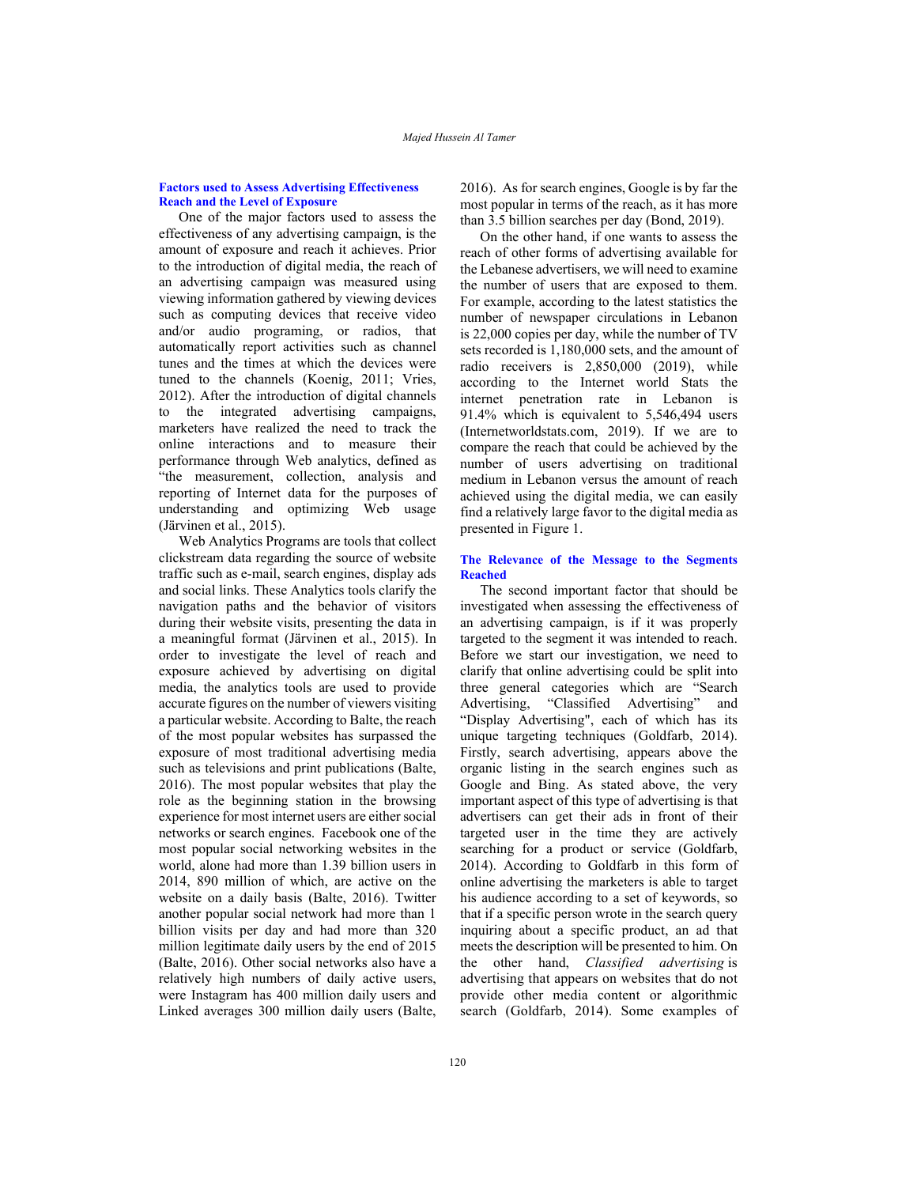### Factors used to Assess Advertising Effectiveness Reach and the Level of Exposure

One of the major factors used to assess the effectiveness of any advertising campaign, is the amount of exposure and reach it achieves. Prior to the introduction of digital media, the reach of an advertising campaign was measured using viewing information gathered by viewing devices such as computing devices that receive video and/or audio programing, or radios, that automatically report activities such as channel tunes and the times at which the devices were tuned to the channels (Koenig, 2011; Vries, 2012). After the introduction of digital channels to the integrated advertising campaigns, marketers have realized the need to track the online interactions and to measure their performance through Web analytics, defined as "the measurement, collection, analysis and reporting of Internet data for the purposes of understanding and optimizing Web usage (Järvinen et al., 2015).

Web Analytics Programs are tools that collect clickstream data regarding the source of website traffic such as e-mail, search engines, display ads and social links. These Analytics tools clarify the navigation paths and the behavior of visitors during their website visits, presenting the data in a meaningful format (Järvinen et al., 2015). In order to investigate the level of reach and exposure achieved by advertising on digital media, the analytics tools are used to provide accurate figures on the number of viewers visiting a particular website. According to Balte, the reach of the most popular websites has surpassed the exposure of most traditional advertising media such as televisions and print publications (Balte, 2016). The most popular websites that play the role as the beginning station in the browsing experience for most internet users are either social networks or search engines. Facebook one of the most popular social networking websites in the world, alone had more than 1.39 billion users in 2014, 890 million of which, are active on the website on a daily basis (Balte, 2016). Twitter another popular social network had more than 1 billion visits per day and had more than 320 million legitimate daily users by the end of 2015 (Balte, 2016). Other social networks also have a relatively high numbers of daily active users, were Instagram has 400 million daily users and Linked averages 300 million daily users (Balte, 2016). As for search engines, Google is by far the most popular in terms of the reach, as it has more than 3.5 billion searches per day (Bond, 2019).

On the other hand, if one wants to assess the reach of other forms of advertising available for the Lebanese advertisers, we will need to examine the number of users that are exposed to them. For example, according to the latest statistics the number of newspaper circulations in Lebanon is 22,000 copies per day, while the number of TV sets recorded is 1,180,000 sets, and the amount of radio receivers is 2,850,000 (2019), while according to the Internet world Stats the internet penetration rate in Lebanon is 91.4% which is equivalent to 5,546,494 users (Internetworldstats.com, 2019). If we are to compare the reach that could be achieved by the number of users advertising on traditional medium in Lebanon versus the amount of reach achieved using the digital media, we can easily find a relatively large favor to the digital media as presented in Figure 1.

### The Relevance of the Message to the Segments Reached

The second important factor that should be investigated when assessing the effectiveness of an advertising campaign, is if it was properly targeted to the segment it was intended to reach. Before we start our investigation, we need to clarify that online advertising could be split into three general categories which are "Search Advertising, "Classified Advertising" and "Display Advertising", each of which has its unique targeting techniques (Goldfarb, 2014). Firstly, search advertising, appears above the organic listing in the search engines such as Google and Bing. As stated above, the very important aspect of this type of advertising is that advertisers can get their ads in front of their targeted user in the time they are actively searching for a product or service (Goldfarb, 2014). According to Goldfarb in this form of online advertising the marketers is able to target his audience according to a set of keywords, so that if a specific person wrote in the search query inquiring about a specific product, an ad that meets the description will be presented to him. On the other hand, *Classified advertising* is advertising that appears on websites that do not provide other media content or algorithmic search (Goldfarb, 2014). Some examples of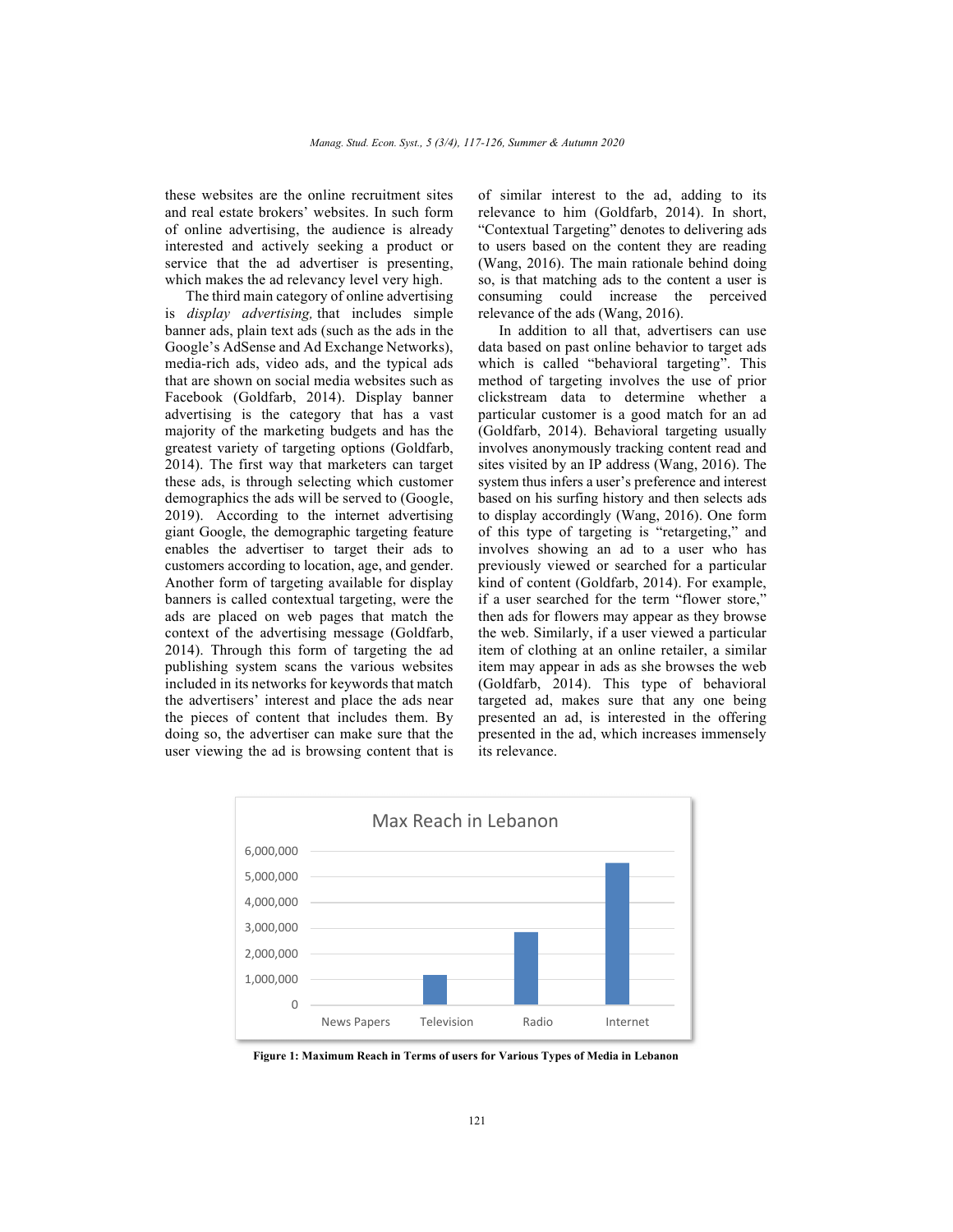these websites are the online recruitment sites and real estate brokers' websites. In such form of online advertising, the audience is already interested and actively seeking a product or service that the ad advertiser is presenting, which makes the ad relevancy level very high.

The third main category of online advertising is *display advertising,* that includes simple banner ads, plain text ads (such as the ads in the Google's AdSense and Ad Exchange Networks), media-rich ads, video ads, and the typical ads that are shown on social media websites such as Facebook (Goldfarb, 2014). Display banner advertising is the category that has a vast majority of the marketing budgets and has the greatest variety of targeting options (Goldfarb, 2014). The first way that marketers can target these ads, is through selecting which customer demographics the ads will be served to (Google, 2019). According to the internet advertising giant Google, the demographic targeting feature enables the advertiser to target their ads to customers according to location, age, and gender. Another form of targeting available for display banners is called contextual targeting, were the ads are placed on web pages that match the context of the advertising message (Goldfarb, 2014). Through this form of targeting the ad publishing system scans the various websites included in its networks for keywords that match the advertisers' interest and place the ads near the pieces of content that includes them. By doing so, the advertiser can make sure that the user viewing the ad is browsing content that is of similar interest to the ad, adding to its relevance to him (Goldfarb, 2014). In short, "Contextual Targeting" denotes to delivering ads to users based on the content they are reading (Wang, 2016). The main rationale behind doing so, is that matching ads to the content a user is consuming could increase the perceived relevance of the ads (Wang, 2016).

In addition to all that, advertisers can use data based on past online behavior to target ads which is called "behavioral targeting". This method of targeting involves the use of prior clickstream data to determine whether a particular customer is a good match for an ad (Goldfarb, 2014). Behavioral targeting usually involves anonymously tracking content read and sites visited by an IP address (Wang, 2016). The system thus infers a user's preference and interest based on his surfing history and then selects ads to display accordingly (Wang, 2016). One form of this type of targeting is "retargeting," and involves showing an ad to a user who has previously viewed or searched for a particular kind of content (Goldfarb, 2014). For example, if a user searched for the term "flower store," then ads for flowers may appear as they browse the web. Similarly, if a user viewed a particular item of clothing at an online retailer, a similar item may appear in ads as she browses the web (Goldfarb, 2014). This type of behavioral targeted ad, makes sure that any one being presented an ad, is interested in the offering presented in the ad, which increases immensely its relevance.

**Figure 1: Maximum Reach in Terms of users for Various Types of Media in Lebanon**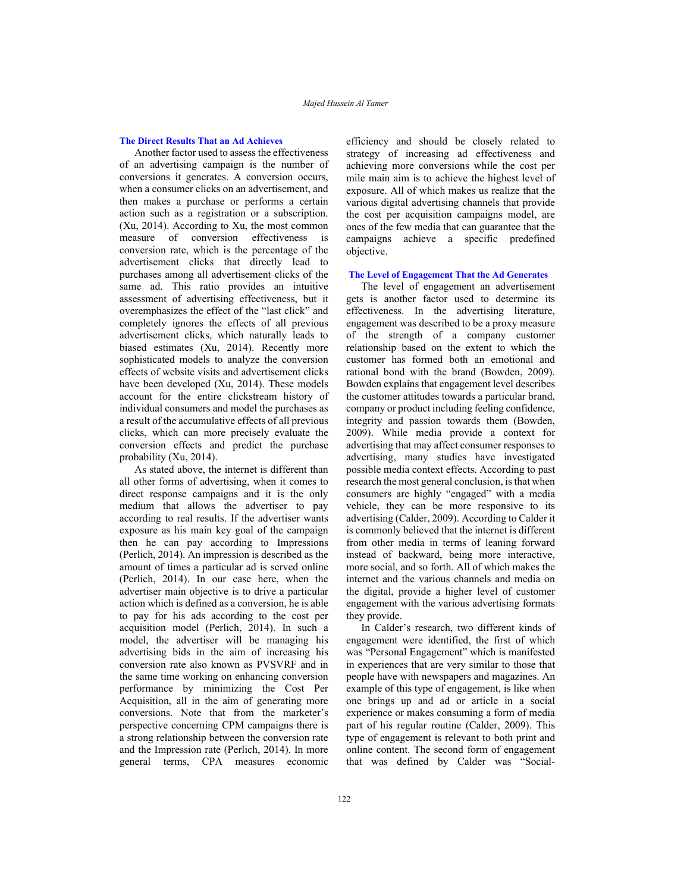## The Direct Results That an Ad Achieves

Another factor used to assess the effectiveness of an advertising campaign is the number of conversions it generates. A conversion occurs, when a consumer clicks on an advertisement, and then makes a purchase or performs a certain action such as a registration or a subscription. (Xu, 2014). According to Xu, the most common measure of conversion effectiveness is conversion rate, which is the percentage of the advertisement clicks that directly lead to purchases among all advertisement clicks of the same ad. This ratio provides an intuitive assessment of advertising effectiveness, but it overemphasizes the effect of the "last click" and completely ignores the effects of all previous advertisement clicks, which naturally leads to biased estimates (Xu, 2014). Recently more sophisticated models to analyze the conversion effects of website visits and advertisement clicks have been developed (Xu, 2014). These models account for the entire clickstream history of individual consumers and model the purchases as a result of the accumulative effects of all previous clicks, which can more precisely evaluate the conversion effects and predict the purchase probability (Xu, 2014).

As stated above, the internet is different than all other forms of advertising, when it comes to direct response campaigns and it is the only medium that allows the advertiser to pay according to real results. If the advertiser wants exposure as his main key goal of the campaign then he can pay according to Impressions (Perlich, 2014). An impression is described as the amount of times a particular ad is served online (Perlich, 2014). In our case here, when the advertiser main objective is to drive a particular action which is defined as a conversion, he is able to pay for his ads according to the cost per acquisition model (Perlich, 2014). In such a model, the advertiser will be managing his advertising bids in the aim of increasing his conversion rate also known as PVSVRF and in the same time working on enhancing conversion performance by minimizing the Cost Per Acquisition, all in the aim of generating more conversions. Note that from the marketer's perspective concerning CPM campaigns there is a strong relationship between the conversion rate and the Impression rate (Perlich, 2014). In more general terms, CPA measures economic efficiency and should be closely related to strategy of increasing ad effectiveness and achieving more conversions while the cost per mile main aim is to achieve the highest level of exposure. All of which makes us realize that the various digital advertising channels that provide the cost per acquisition campaigns model, are ones of the few media that can guarantee that the campaigns achieve a specific predefined objective.

## The Level of Engagement That the Ad Generates

The level of engagement an advertisement gets is another factor used to determine its effectiveness. In the advertising literature, engagement was described to be a proxy measure of the strength of a company customer relationship based on the extent to which the customer has formed both an emotional and rational bond with the brand (Bowden, 2009). Bowden explains that engagement level describes the customer attitudes towards a particular brand, company or product including feeling confidence, integrity and passion towards them (Bowden, 2009). While media provide a context for advertising that may affect consumer responses to advertising, many studies have investigated possible media context effects. According to past research the most general conclusion, is that when consumers are highly "engaged" with a media vehicle, they can be more responsive to its advertising (Calder, 2009). According to Calder it is commonly believed that the internet is different from other media in terms of leaning forward instead of backward, being more interactive, more social, and so forth. All of which makes the internet and the various channels and media on the digital, provide a higher level of customer engagement with the various advertising formats they provide.

In Calder's research, two different kinds of engagement were identified, the first of which was "Personal Engagement" which is manifested in experiences that are very similar to those that people have with newspapers and magazines. An example of this type of engagement, is like when one brings up and ad or article in a social experience or makes consuming a form of media part of his regular routine (Calder, 2009). This type of engagement is relevant to both print and online content. The second form of engagement that was defined by Calder was "Social-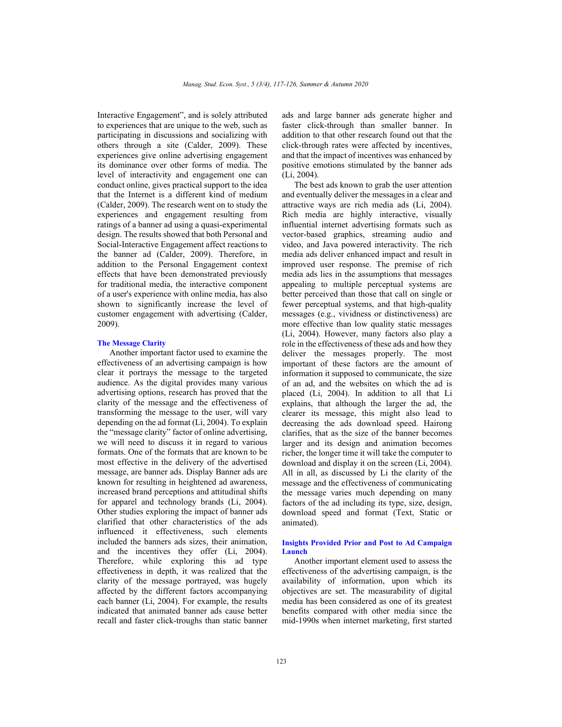Interactive Engagement", and is solely attributed to experiences that are unique to the web, such as participating in discussions and socializing with others through a site (Calder, 2009). These experiences give online advertising engagement its dominance over other forms of media. The level of interactivity and engagement one can conduct online, gives practical support to the idea that the Internet is a different kind of medium (Calder, 2009). The research went on to study the experiences and engagement resulting from ratings of a banner ad using a quasi-experimental design. The results showed that both Personal and Social-Interactive Engagement affect reactions to the banner ad (Calder, 2009). Therefore, in addition to the Personal Engagement context effects that have been demonstrated previously for traditional media, the interactive component of a user's experience with online media, has also shown to significantly increase the level of customer engagement with advertising (Calder, 2009).

### The Message Clarity

Another important factor used to examine the effectiveness of an advertising campaign is how clear it portrays the message to the targeted audience. As the digital provides many various advertising options, research has proved that the clarity of the message and the effectiveness of transforming the message to the user, will vary depending on the ad format (Li, 2004). To explain the "message clarity" factor of online advertising, we will need to discuss it in regard to various formats. One of the formats that are known to be most effective in the delivery of the advertised message, are banner ads. Display Banner ads are known for resulting in heightened ad awareness, increased brand perceptions and attitudinal shifts for apparel and technology brands (Li, 2004). Other studies exploring the impact of banner ads clarified that other characteristics of the ads influenced it effectiveness, such elements included the banners ads sizes, their animation, and the incentives they offer (Li, 2004). Therefore, while exploring this ad type effectiveness in depth, it was realized that the clarity of the message portrayed, was hugely affected by the different factors accompanying each banner (Li, 2004). For example, the results indicated that animated banner ads cause better recall and faster click-troughs than static banner ads and large banner ads generate higher and faster click-through than smaller banner. In addition to that other research found out that the click-through rates were affected by incentives, and that the impact of incentives was enhanced by positive emotions stimulated by the banner ads (Li, 2004).

The best ads known to grab the user attention and eventually deliver the messages in a clear and attractive ways are rich media ads (Li, 2004). Rich media are highly interactive, visually influential internet advertising formats such as vector-based graphics, streaming audio and video, and Java powered interactivity. The rich media ads deliver enhanced impact and result in improved user response. The premise of rich media ads lies in the assumptions that messages appealing to multiple perceptual systems are better perceived than those that call on single or fewer perceptual systems, and that high-quality messages (e.g., vividness or distinctiveness) are more effective than low quality static messages (Li, 2004). However, many factors also play a role in the effectiveness of these ads and how they deliver the messages properly. The most important of these factors are the amount of information it supposed to communicate, the size of an ad, and the websites on which the ad is placed (Li, 2004). In addition to all that Li explains, that although the larger the ad, the clearer its message, this might also lead to decreasing the ads download speed. Hairong clarifies, that as the size of the banner becomes larger and its design and animation becomes richer, the longer time it will take the computer to download and display it on the screen (Li, 2004). All in all, as discussed by Li the clarity of the message and the effectiveness of communicating the message varies much depending on many factors of the ad including its type, size, design, download speed and format (Text, Static or animated).

### Insights Provided Prior and Post to Ad Campaign Launch

Another important element used to assess the effectiveness of the advertising campaign, is the availability of information, upon which its objectives are set. The measurability of digital media has been considered as one of its greatest benefits compared with other media since the mid-1990s when internet marketing, first started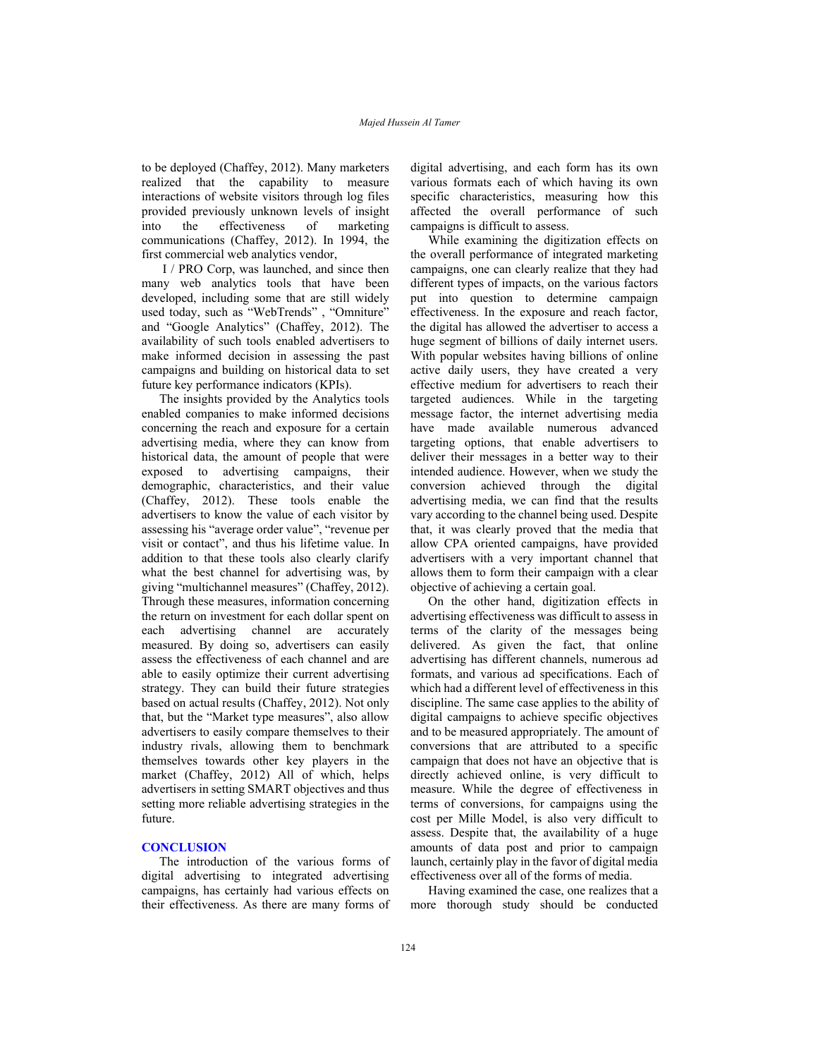to be deployed (Chaffey, 2012). Many marketers realized that the capability to measure interactions of website visitors through log files provided previously unknown levels of insight into the effectiveness of marketing communications (Chaffey, 2012). In 1994, the first commercial web analytics vendor,

I / PRO Corp, was launched, and since then many web analytics tools that have been developed, including some that are still widely used today, such as "WebTrends" , "Omniture" and "Google Analytics" (Chaffey, 2012). The availability of such tools enabled advertisers to make informed decision in assessing the past campaigns and building on historical data to set future key performance indicators (KPIs).

The insights provided by the Analytics tools enabled companies to make informed decisions concerning the reach and exposure for a certain advertising media, where they can know from historical data, the amount of people that were exposed to advertising campaigns, their demographic, characteristics, and their value (Chaffey, 2012). These tools enable the advertisers to know the value of each visitor by assessing his "average order value", "revenue per visit or contact", and thus his lifetime value. In addition to that these tools also clearly clarify what the best channel for advertising was, by giving "multichannel measures" (Chaffey, 2012). Through these measures, information concerning the return on investment for each dollar spent on each advertising channel are accurately measured. By doing so, advertisers can easily assess the effectiveness of each channel and are able to easily optimize their current advertising strategy. They can build their future strategies based on actual results (Chaffey, 2012). Not only that, but the "Market type measures", also allow advertisers to easily compare themselves to their industry rivals, allowing them to benchmark themselves towards other key players in the market (Chaffey, 2012) All of which, helps advertisers in setting SMART objectives and thus setting more reliable advertising strategies in the future.

## CONCLUSION

The introduction of the various forms of digital advertising to integrated advertising campaigns, has certainly had various effects on their effectiveness. As there are many forms of digital advertising, and each form has its own various formats each of which having its own specific characteristics, measuring how this affected the overall performance of such campaigns is difficult to assess.

While examining the digitization effects on the overall performance of integrated marketing campaigns, one can clearly realize that they had different types of impacts, on the various factors put into question to determine campaign effectiveness. In the exposure and reach factor, the digital has allowed the advertiser to access a huge segment of billions of daily internet users. With popular websites having billions of online active daily users, they have created a very effective medium for advertisers to reach their targeted audiences. While in the targeting message factor, the internet advertising media have made available numerous advanced targeting options, that enable advertisers to deliver their messages in a better way to their intended audience. However, when we study the conversion achieved through the digital advertising media, we can find that the results vary according to the channel being used. Despite that, it was clearly proved that the media that allow CPA oriented campaigns, have provided advertisers with a very important channel that allows them to form their campaign with a clear objective of achieving a certain goal.

On the other hand, digitization effects in advertising effectiveness was difficult to assess in terms of the clarity of the messages being delivered. As given the fact, that online advertising has different channels, numerous ad formats, and various ad specifications. Each of which had a different level of effectiveness in this discipline. The same case applies to the ability of digital campaigns to achieve specific objectives and to be measured appropriately. The amount of conversions that are attributed to a specific campaign that does not have an objective that is directly achieved online, is very difficult to measure. While the degree of effectiveness in terms of conversions, for campaigns using the cost per Mille Model, is also very difficult to assess. Despite that, the availability of a huge amounts of data post and prior to campaign launch, certainly play in the favor of digital media effectiveness over all of the forms of media.

Having examined the case, one realizes that a more thorough study should be conducted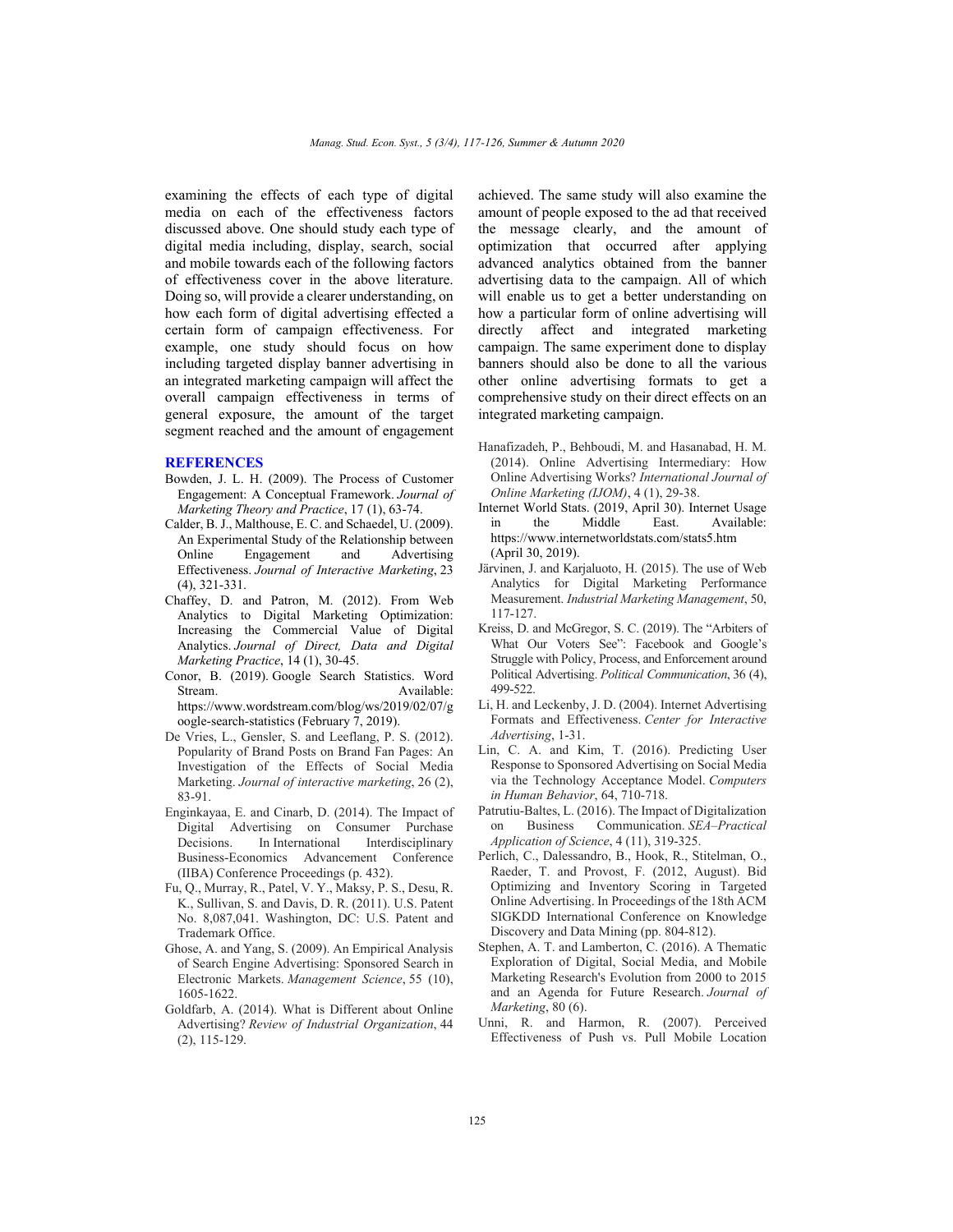examining the effects of each type of digital media on each of the effectiveness factors discussed above. One should study each type of digital media including, display, search, social and mobile towards each of the following factors of effectiveness cover in the above literature. Doing so, will provide a clearer understanding, on how each form of digital advertising effected a certain form of campaign effectiveness. For example, one study should focus on how including targeted display banner advertising in an integrated marketing campaign will affect the overall campaign effectiveness in terms of general exposure, the amount of the target segment reached and the amount of engagement achieved. The same study will also examine the amount of people exposed to the ad that received the message clearly, and the amount of optimization that occurred after applying advanced analytics obtained from the banner advertising data to the campaign. All of which will enable us to get a better understanding on how a particular form of online advertising will directly affect and integrated marketing campaign. The same experiment done to display banners should also be done to all the various other online advertising formats to get a comprehensive study on their direct effects on an integrated marketing campaign.

## REFERENCES

- Bowden, J. L. H. (2009). The Process of Customer Engagement: A Conceptual Framework. *Journal of Marketing Theory and Practice*, 17 (1), 63-74.
- Calder, B. J., Malthouse, E. C. and Schaedel, U. (2009). An Experimental Study of the Relationship between Online Engagement and Advertising Effectiveness. *Journal of Interactive Marketing*, 23 (4), 321-331.
- Chaffey, D. and Patron, M. (2012). From Web Analytics to Digital Marketing Optimization: Increasing the Commercial Value of Digital Analytics. *Journal of Direct, Data and Digital Marketing Practice*, 14 (1), 30-45.
- Conor, B. (2019). Google Search Statistics. Word Stream. Available: https://www.wordstream.com/blog/ws/2019/02/07/google-search-statistics (February 7, 2019).
- De Vries, L., Gensler, S. and Leeflang, P. S. (2012). Popularity of Brand Posts on Brand Fan Pages: An Investigation of the Effects of Social Media Marketing. *Journal of interactive marketing*, 26 (2), 83-91.
- Enginkayaa, E. and Cinarb, D. (2014). The Impact of Digital Advertising on Consumer Purchase Decisions. In International Interdisciplinary Business-Economics Advancement Conference (IIBA) Conference Proceedings (p. 432).
- Fu, Q., Murray, R., Patel, V. Y., Maksy, P. S., Desu, R. K., Sullivan, S. and Davis, D. R. (2011). U.S. Patent No. 8,087,041. Washington, DC: U.S. Patent and Trademark Office.
- Ghose, A. and Yang, S. (2009). An Empirical Analysis of Search Engine Advertising: Sponsored Search in Electronic Markets. *Management Science*, 55 (10), 1605-1622.
- Goldfarb, A. (2014). What is Different about Online Advertising? *Review of Industrial Organization*, 44 (2), 115-129.
- Hanafizadeh, P., Behboudi, M. and Hasanabad, H. M. (2014). Online Advertising Intermediary: How Online Advertising Works? *International Journal of Online Marketing (IJOM)*, 4 (1), 29-38.
- Internet World Stats. (2019, April 30). Internet Usage in the Middle East. Available: https://www.internetworldstats.com/stats5.htm (April 30, 2019).
- Järvinen, J. and Karjaluoto, H. (2015). The use of Web Analytics for Digital Marketing Performance Measurement. *Industrial Marketing Management*, 50, 117-127.
- Kreiss, D. and McGregor, S. C. (2019). The "Arbiters of What Our Voters See": Facebook and Google's Struggle with Policy, Process, and Enforcement around Political Advertising. *Political Communication*, 36 (4), 499-522.
- Li, H. and Leckenby, J. D. (2004). Internet Advertising Formats and Effectiveness. *Center for Interactive Advertising*, 1-31.
- Lin, C. A. and Kim, T. (2016). Predicting User Response to Sponsored Advertising on Social Media via the Technology Acceptance Model. *Computers in Human Behavior*, 64, 710-718.
- Patrutiu-Baltes, L. (2016). The Impact of Digitalization on Business Communication. *SEA–Practical Application of Science*, 4 (11), 319-325.
- Perlich, C., Dalessandro, B., Hook, R., Stitelman, O., Raeder, T. and Provost, F. (2012, August). Bid Optimizing and Inventory Scoring in Targeted Online Advertising. In Proceedings of the 18th ACM SIGKDD International Conference on Knowledge Discovery and Data Mining (pp. 804-812).
- Stephen, A. T. and Lamberton, C. (2016). A Thematic Exploration of Digital, Social Media, and Mobile Marketing Research's Evolution from 2000 to 2015 and an Agenda for Future Research. *Journal of Marketing*, 80 (6).
- Unni, R. and Harmon, R. (2007). Perceived Effectiveness of Push vs. Pull Mobile Location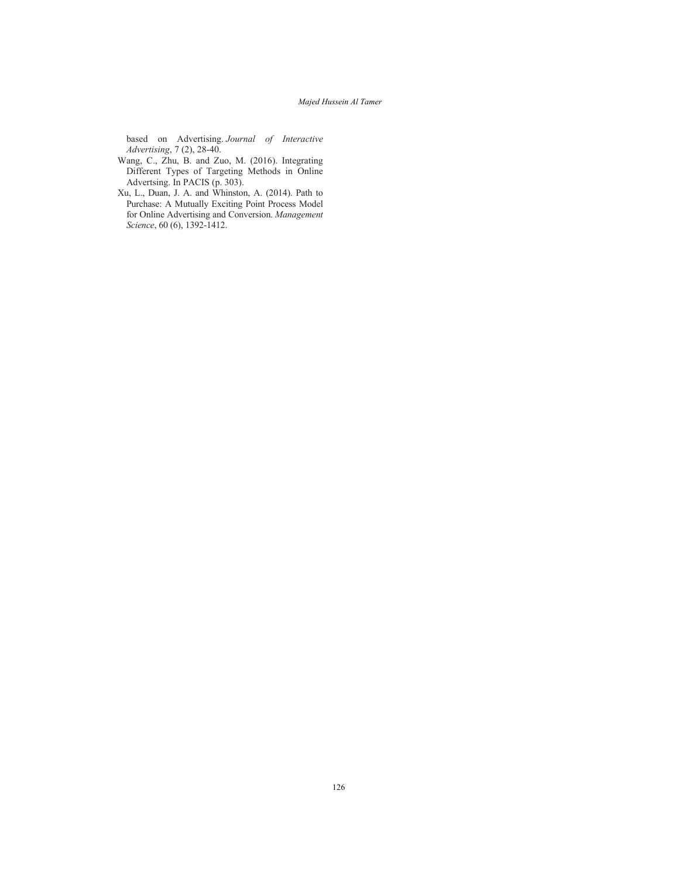based on Advertising. *Journal of Interactive Advertising*, 7 (2), 28-40.

Wang, C., Zhu, B. and Zuo, M. (2016). Integrating Different Types of Targeting Methods in Online Advertsing. In PACIS (p. 303).

Xu, L., Duan, J. A. and Whinston, A. (2014). Path to Purchase: A Mutually Exciting Point Process Model for Online Advertising and Conversion. *Management Science*, 60 (6), 1392-1412.